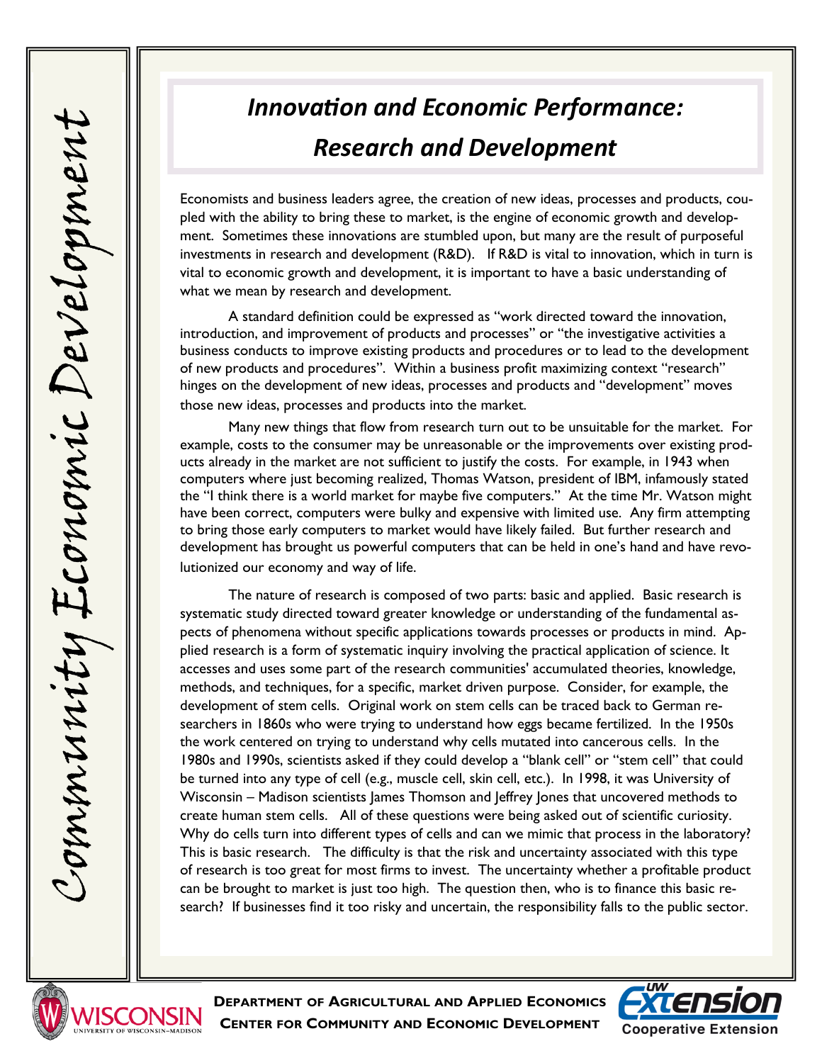# *Innovation and Economic Performance: Research and Development*

Economists and business leaders agree, the creation of new ideas, processes and products, coupled with the ability to bring these to market, is the engine of economic growth and development. Sometimes these innovations are stumbled upon, but many are the result of purposeful investments in research and development (R&D). If R&D is vital to innovation, which in turn is vital to economic growth and development, it is important to have a basic understanding of what we mean by research and development.

A standard definition could be expressed as "work directed toward the innovation, introduction, and improvement of products and processes" or "the investigative activities a business conducts to improve existing products and procedures or to lead to the development of new products and procedures". Within a business profit maximizing context "research" hinges on the development of new ideas, processes and products and "development" moves those new ideas, processes and products into the market.

Many new things that flow from research turn out to be unsuitable for the market. For example, costs to the consumer may be unreasonable or the improvements over existing products already in the market are not sufficient to justify the costs. For example, in 1943 when computers where just becoming realized, Thomas Watson, president of IBM, infamously stated the "I think there is a world market for maybe five computers." At the time Mr. Watson might have been correct, computers were bulky and expensive with limited use. Any firm attempting to bring those early computers to market would have likely failed. But further research and development has brought us powerful computers that can be held in one's hand and have revolutionized our economy and way of life.

The nature of research is composed of two parts: basic and applied. Basic research is systematic study directed toward greater knowledge or understanding of the fundamental aspects of phenomena without specific applications towards processes or products in mind. Applied research is a form of systematic inquiry involving the practical application of science. It accesses and uses some part of the research communities' accumulated theories, knowledge, methods, and techniques, for a specific, market driven purpose. Consider, for example, the development of stem cells. Original work on stem cells can be traced back to German researchers in 1860s who were trying to understand how eggs became fertilized. In the 1950s the work centered on trying to understand why cells mutated into cancerous cells. In the 1980s and 1990s, scientists asked if they could develop a "blank cell" or "stem cell" that could be turned into any type of cell (e.g., muscle cell, skin cell, etc.). In 1998, it was University of Wisconsin – Madison scientists James Thomson and Jeffrey Jones that uncovered methods to create human stem cells. All of these questions were being asked out of scientific curiosity. Why do cells turn into different types of cells and can we mimic that process in the laboratory? This is basic research. The difficulty is that the risk and uncertainty associated with this type of research is too great for most firms to invest. The uncertainty whether a profitable product can be brought to market is just too high. The question then, who is to finance this basic research? If businesses find it too risky and uncertain, the responsibility falls to the public sector.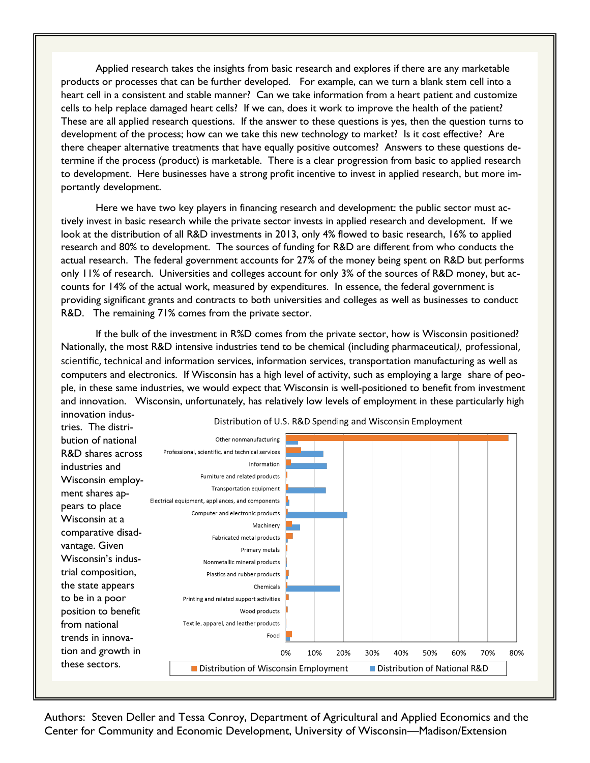Applied research takes the insights from basic research and explores if there are any marketable products or processes that can be further developed. For example, can we turn a blank stem cell into a heart cell in a consistent and stable manner? Can we take information from a heart patient and customize cells to help replace damaged heart cells? If we can, does it work to improve the health of the patient? These are all applied research questions. If the answer to these questions is yes, then the question turns to development of the process; how can we take this new technology to market? Is it cost effective? Are there cheaper alternative treatments that have equally positive outcomes? Answers to these questions determine if the process (product) is marketable. There is a clear progression from basic to applied research to development. Here businesses have a strong profit incentive to invest in applied research, but more importantly development.

Here we have two key players in financing research and development: the public sector must actively invest in basic research while the private sector invests in applied research and development. If we look at the distribution of all R&D investments in 2013, only 4% flowed to basic research, 16% to applied research and 80% to development. The sources of funding for R&D are different from who conducts the actual research. The federal government accounts for 27% of the money being spent on R&D but performs only 11% of research. Universities and colleges account for only 3% of the sources of R&D money, but accounts for 14% of the actual work, measured by expenditures. In essence, the federal government is providing significant grants and contracts to both universities and colleges as well as businesses to conduct R&D. The remaining 71% comes from the private sector.

If the bulk of the investment in R%D comes from the private sector, how is Wisconsin positioned? Nationally, the most R&D intensive industries tend to be chemical (including pharmaceutical*),* professional, scientific, technical and information services, information services, transportation manufacturing as well as computers and electronics. If Wisconsin has a high level of activity, such as employing a large share of people, in these same industries, we would expect that Wisconsin is well-positioned to benefit from investment and innovation. Wisconsin, unfortunately, has relatively low levels of employment in these particularly high innovation industries. The distribution of national R&D shares across industries and Wisconsin employment shares appears to place Wisconsin at a comparative disadvantage. Given Wisconsin's industrial composition, the state appears to be in a poor position to benefit from national trends in innovation and growth in these sectors.

Distribution of U.S. R&D Spending and Wisconsin Employment

Other nonmanufacturing
Professional, scientific, and technical services
Information
Furniture and related products
Transportation equipment
Electrical equipment, appliances, and components
Computer and electronic products
Machinery
Fabricated metal products
Primary metals
Nonmetallic mineral products
Plastics and rubber products
Chemicals
Printing and related support activities
Wood products
Textile, apparel, and leather products
Food

0% 10% 20% 30% 40% 50% 60% 70% 80%

Distribution of Wisconsin Employment
Distribution of National R&D

Authors: Steven Deller and Tessa Conroy, Department of Agricultural and Applied Economics and the Center for Community and Economic Development, University of Wisconsin—Madison/Extension